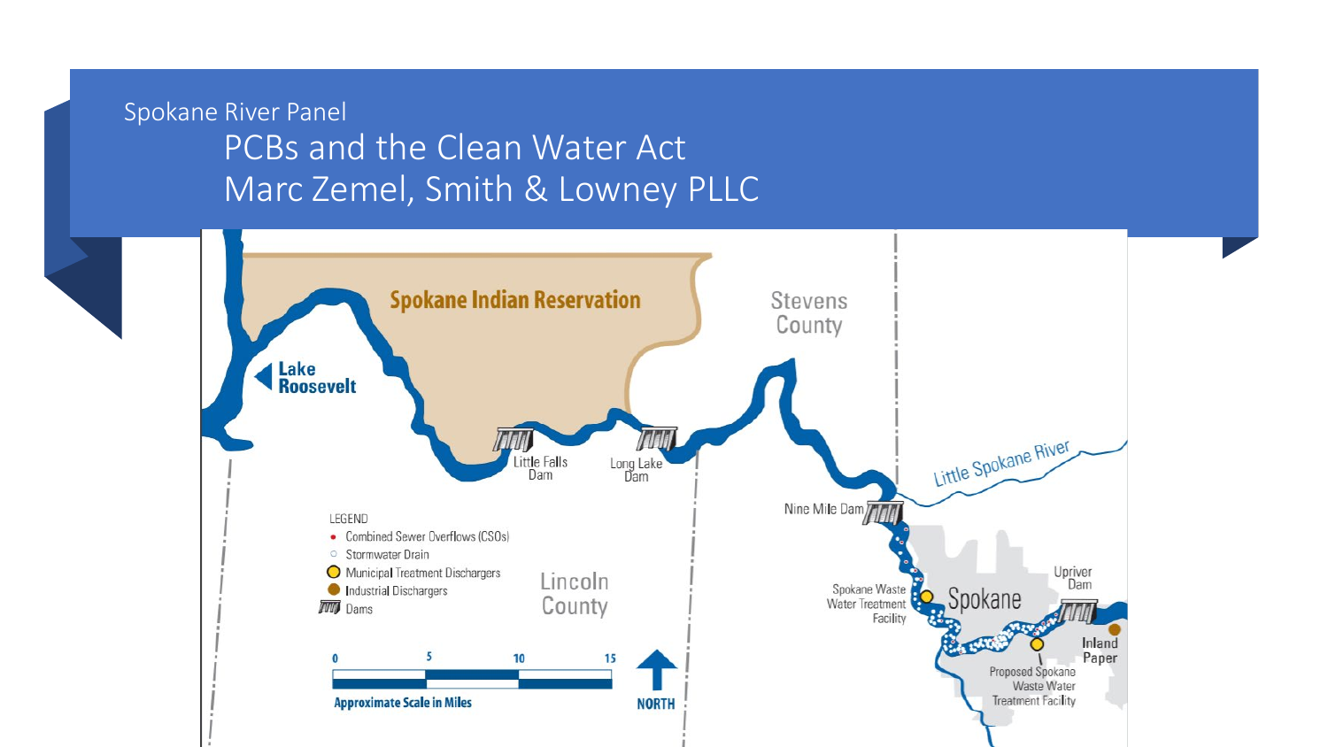Spokane River Panel

# PCBs and the Clean Water Act
# Marc Zemel, Smith & Lowney PLLC

Spokane Indian Reservation

Stevens County

Lake Roosevelt

Little Falls Dam

Long Lake Dam

Little Spokane River

Nine Mile Dam

LEGEND
- Combined Sewer Overflows (CSOs)
- Stormwater Drain
- Municipal Treatment Dischargers
- Industrial Dischargers
- Dams

Lincoln County

Spokane Waste Water Treatment Facility

Spokane

Upriver Dam

Inland Paper

Proposed Spokane Waste Water Treatment Facility

0 5 10 15

Approximate Scale in Miles

NORTH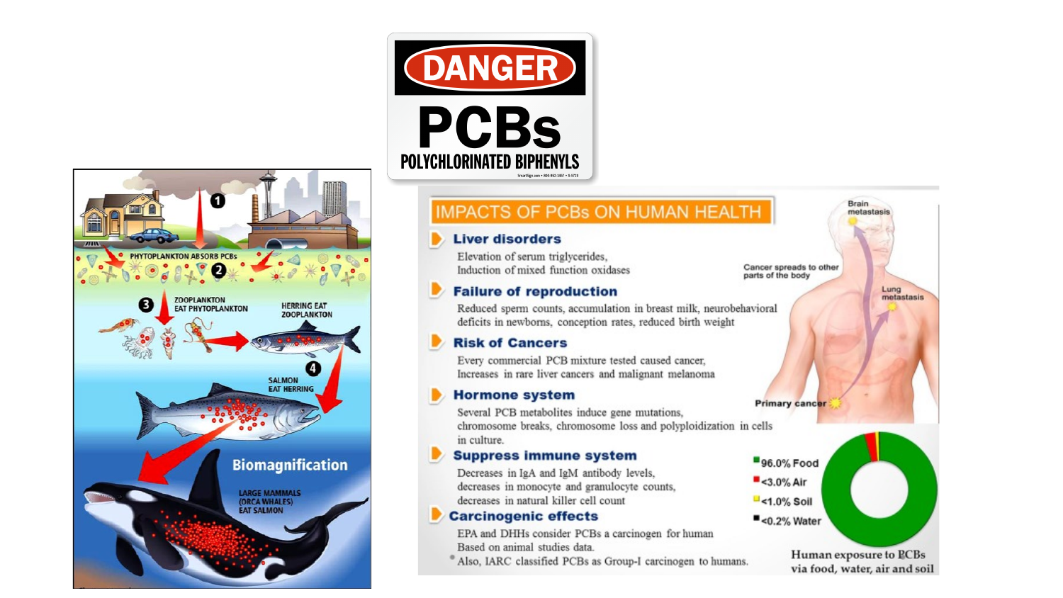# DANGER

# PCBs

## POLYCHLORINATED BIPHENYLS

PHYTOPLANKTON ABSORB PCBs

ZOOPLANKTON EAT PHYTOPLANKTON

HERRING EAT ZOOPLANKTON

SALMON EAT HERRING

**Biomagnification**

LARGE MAMMALS (ORCA WHALES) EAT SALMON

## IMPACTS OF PCBs ON HUMAN HEALTH

- **Liver disorders**
  Elevation of serum triglycerides,
  Induction of mixed function oxidases
- **Failure of reproduction**
  Reduced sperm counts, accumulation in breast milk, neurobehavioral deficits in newborns, conception rates, reduced birth weight
- **Risk of Cancers**
  Every commercial PCB mixture tested caused cancer,
  Increases in rare liver cancers and malignant melanoma
- **Hormone system**
  Several PCB metabolites induce gene mutations, chromosome breaks, chromosome loss and polyploidization in cells in culture.
- **Suppress immune system**
  Decreases in IgA and IgM antibody levels,
  decreases in monocyte and granulocyte counts,
  decreases in natural killer cell count
- **Carcinogenic effects**
  EPA and DHHs consider PCBs a carcinogen for human Based on animal studies data.
  - Also, IARC classified PCBs as Group-I carcinogen to humans.

Brain metastasis

Cancer spreads to other parts of the body

Lung metastasis

Primary cancer

- 96.0% Food
- <3.0% Air
- <1.0% Soil
- <0.2% Water

Human exposure to PCBs via food, water, air and soil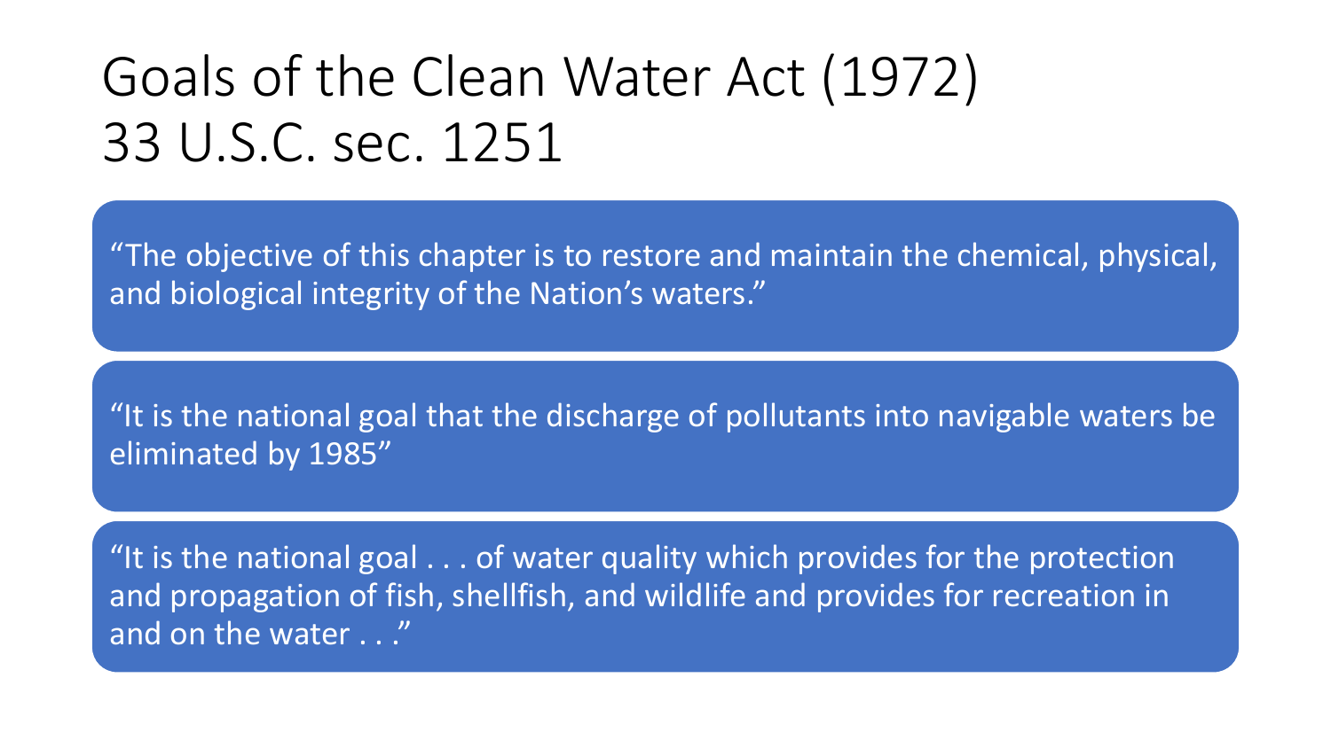# Goals of the Clean Water Act (1972) 33 U.S.C. sec. 1251

"The objective of this chapter is to restore and maintain the chemical, physical, and biological integrity of the Nation's waters."

"It is the national goal that the discharge of pollutants into navigable waters be eliminated by 1985"

"It is the national goal . . . of water quality which provides for the protection and propagation of fish, shellfish, and wildlife and provides for recreation in and on the water . . ."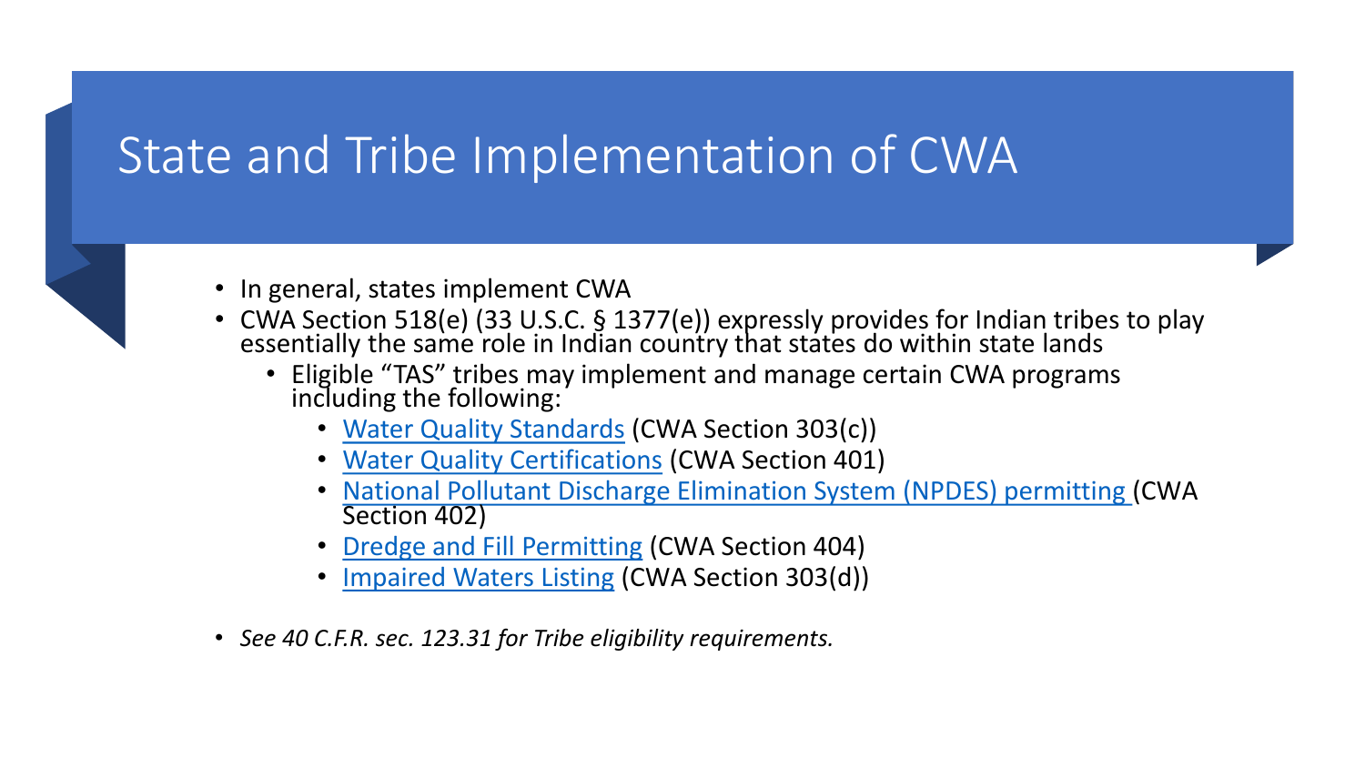# State and Tribe Implementation of CWA

- In general, states implement CWA
- CWA Section 518(e) (33 U.S.C. § 1377(e)) expressly provides for Indian tribes to play essentially the same role in Indian country that states do within state lands
  - Eligible "TAS" tribes may implement and manage certain CWA programs including the following:
    - Water Quality Standards (CWA Section 303(c))
    - Water Quality Certifications (CWA Section 401)
    - National Pollutant Discharge Elimination System (NPDES) permitting (CWA Section 402)
    - Dredge and Fill Permitting (CWA Section 404)
    - Impaired Waters Listing (CWA Section 303(d))
- *See 40 C.F.R. sec. 123.31 for Tribe eligibility requirements.*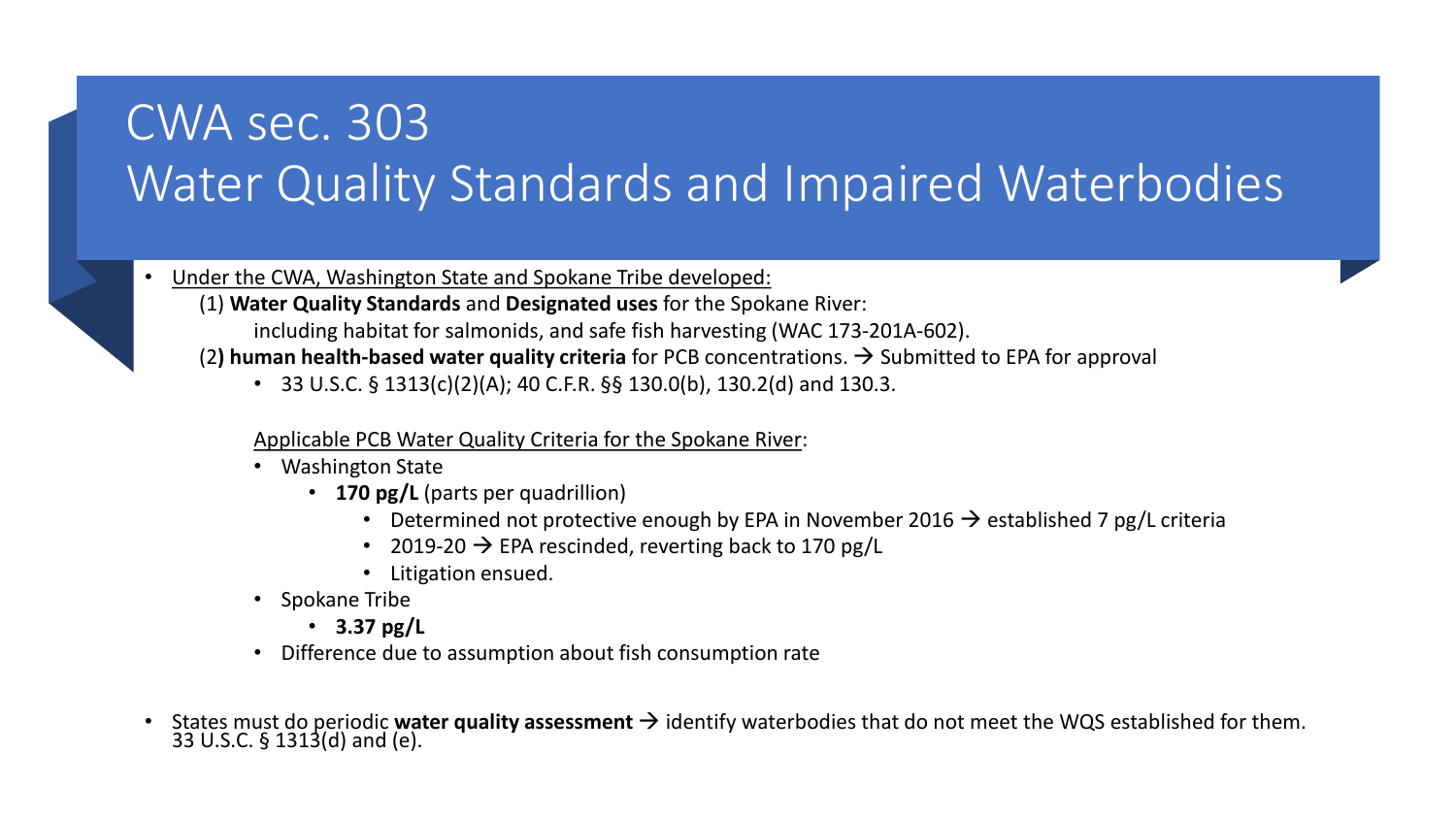# CWA sec. 303
# Water Quality Standards and Impaired Waterbodies

- Under the CWA, Washington State and Spokane Tribe developed:
  (1) **Water Quality Standards** and **Designated uses** for the Spokane River:
    including habitat for salmonids, and safe fish harvesting (WAC 173-201A-602).
  (2**) human health-based water quality criteria** for PCB concentrations. → Submitted to EPA for approval
  - 33 U.S.C. § 1313(c)(2)(A); 40 C.F.R. §§ 130.0(b), 130.2(d) and 130.3.

  Applicable PCB Water Quality Criteria for the Spokane River:
  - Washington State
    - **170 pg/L** (parts per quadrillion)
      - Determined not protective enough by EPA in November 2016 → established 7 pg/L criteria
      - 2019-20 → EPA rescinded, reverting back to 170 pg/L
      - Litigation ensued.
  - Spokane Tribe
    - **3.37 pg/L**
  - Difference due to assumption about fish consumption rate

- States must do periodic **water quality assessment** → identify waterbodies that do not meet the WQS established for them. 33 U.S.C. § 1313(d) and (e).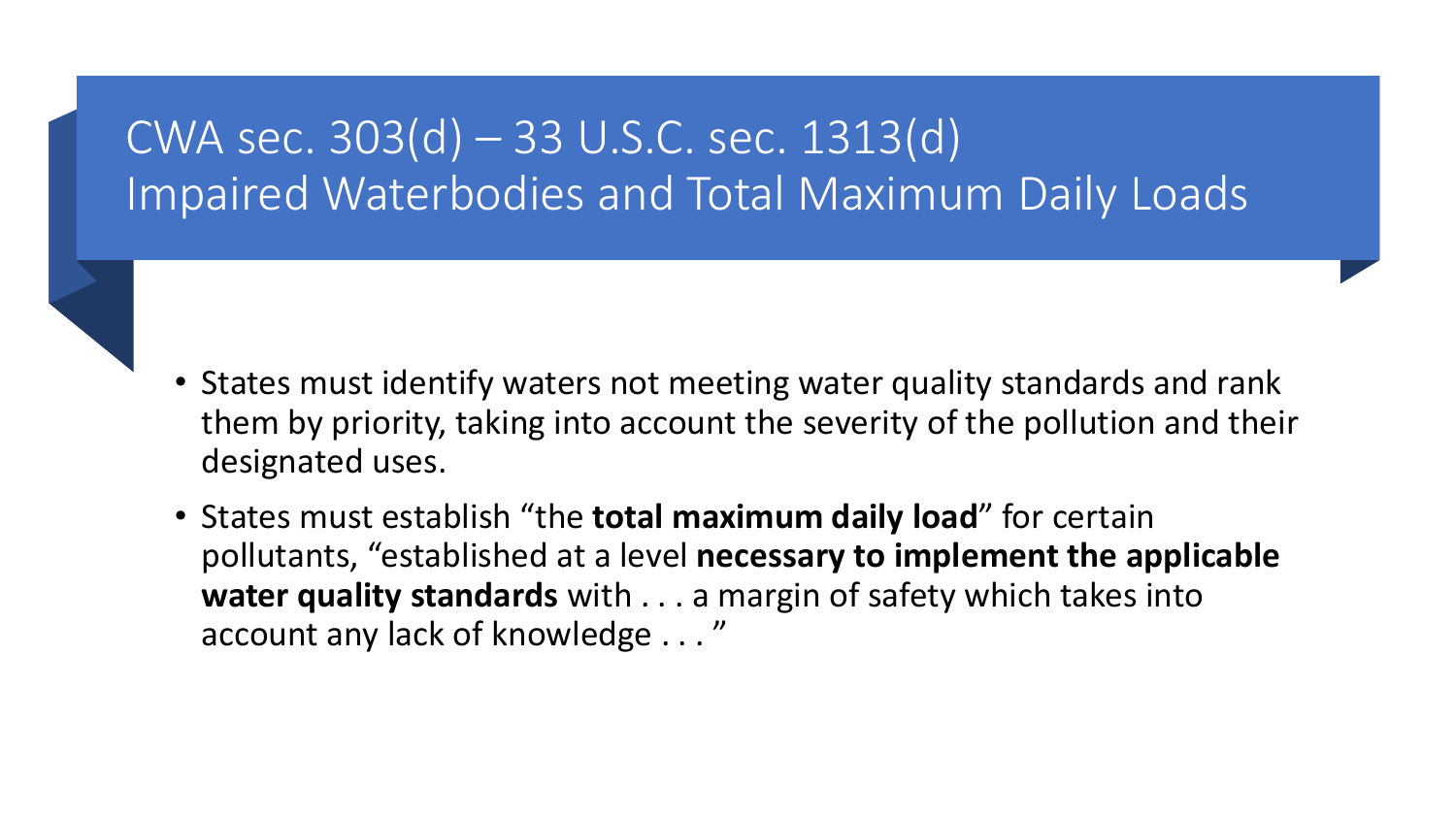# CWA sec. 303(d) – 33 U.S.C. sec. 1313(d)
# Impaired Waterbodies and Total Maximum Daily Loads

- States must identify waters not meeting water quality standards and rank them by priority, taking into account the severity of the pollution and their designated uses.
- States must establish “the **total maximum daily load**” for certain pollutants, “established at a level **necessary to implement the applicable water quality standards** with . . . a margin of safety which takes into account any lack of knowledge . . . ”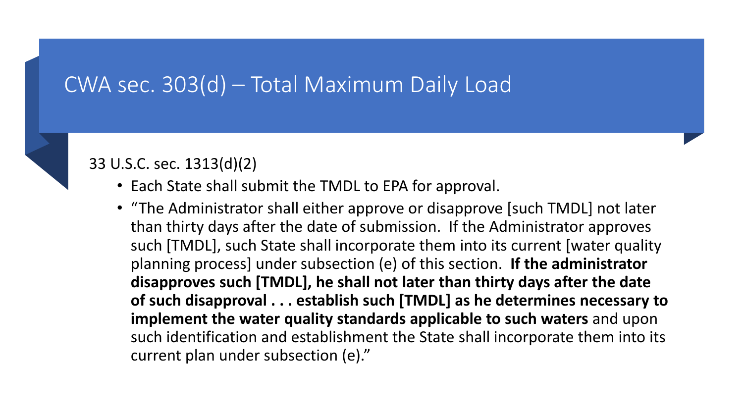# CWA sec. 303(d) – Total Maximum Daily Load

33 U.S.C. sec. 1313(d)(2)

- Each State shall submit the TMDL to EPA for approval.
- "The Administrator shall either approve or disapprove [such TMDL] not later than thirty days after the date of submission. If the Administrator approves such [TMDL], such State shall incorporate them into its current [water quality planning process] under subsection (e) of this section. **If the administrator disapproves such [TMDL], he shall not later than thirty days after the date of such disapproval . . . establish such [TMDL] as he determines necessary to implement the water quality standards applicable to such waters** and upon such identification and establishment the State shall incorporate them into its current plan under subsection (e)."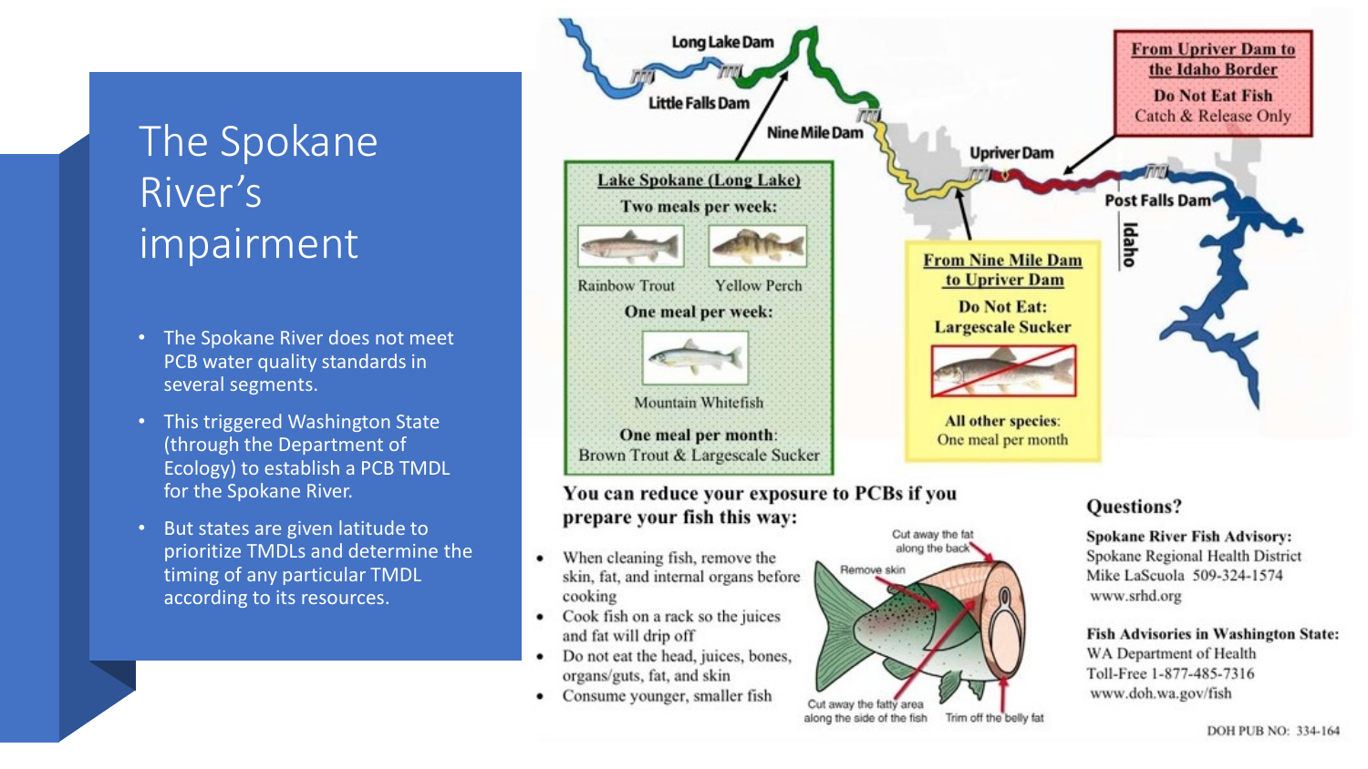# The Spokane River's impairment

- The Spokane River does not meet PCB water quality standards in several segments.
- This triggered Washington State (through the Department of Ecology) to establish a PCB TMDL for the Spokane River.
- But states are given latitude to prioritize TMDLs and determine the timing of any particular TMDL according to its resources.

Long Lake Dam

Little Falls Dam

Nine Mile Dam

Upriver Dam

Post Falls Dam

Idaho

**Lake Spokane (Long Lake)**

**Two meals per week:**

Rainbow Trout    Yellow Perch

**One meal per week:**

Mountain Whitefish

**One meal per month:**
Brown Trout & Largescale Sucker

**From Nine Mile Dam to Upriver Dam**

**Do Not Eat:**
**Largescale Sucker**

**All other species:**
One meal per month

**From Upriver Dam to the Idaho Border**

**Do Not Eat Fish**
Catch & Release Only

**You can reduce your exposure to PCBs if you prepare your fish this way:**

- When cleaning fish, remove the skin, fat, and internal organs before cooking
- Cook fish on a rack so the juices and fat will drip off
- Do not eat the head, juices, bones, organs/guts, fat, and skin
- Consume younger, smaller fish

Cut away the fat along the back

Remove skin

Cut away the fatty area along the side of the fish

Trim off the belly fat

**Questions?**

**Spokane River Fish Advisory:**
Spokane Regional Health District
Mike LaScuola 509-324-1574
www.srhd.org

**Fish Advisories in Washington State:**
WA Department of Health
Toll-Free 1-877-485-7316
www.doh.wa.gov/fish

DOH PUB NO: 334-164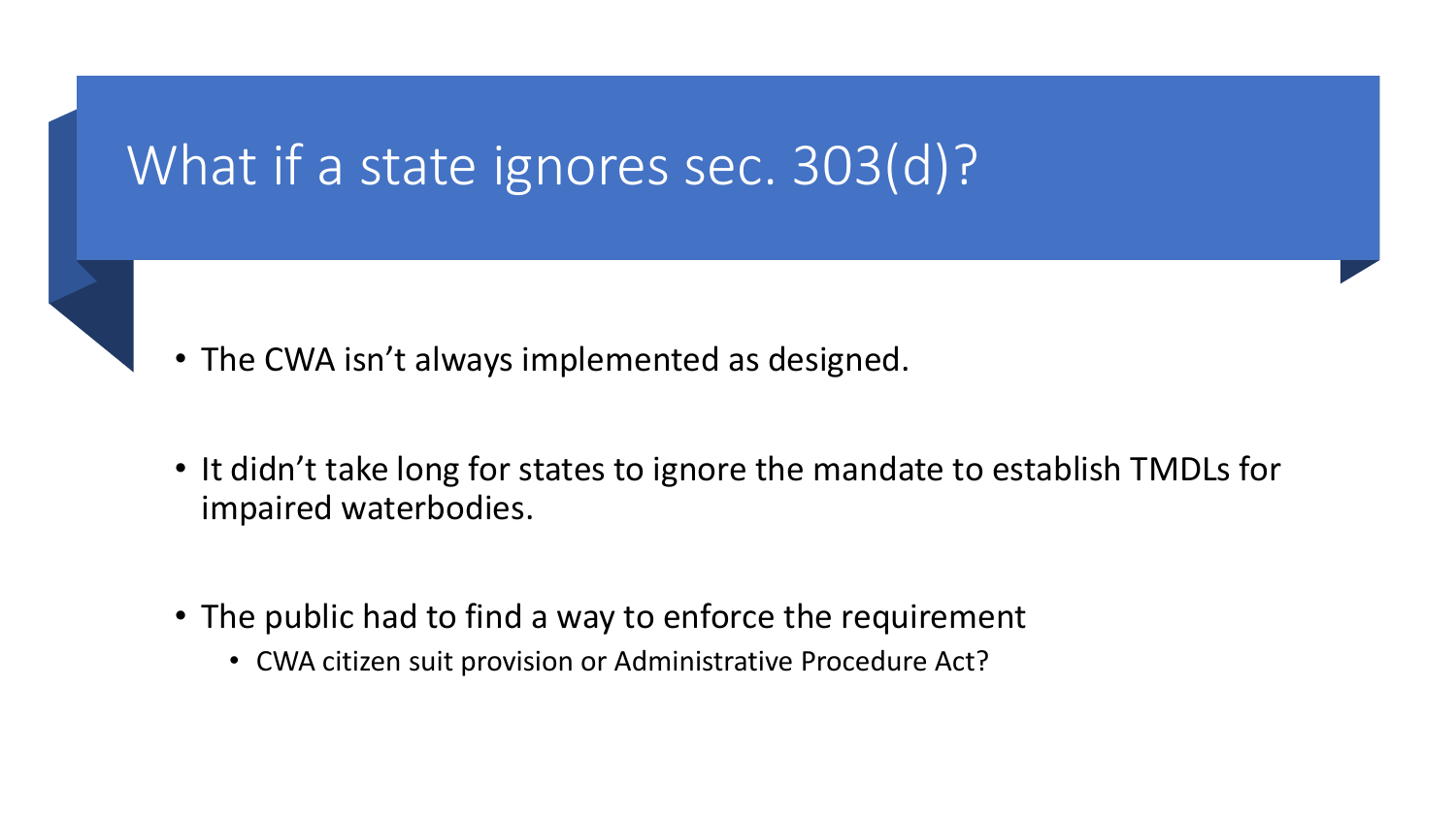# What if a state ignores sec. 303(d)?

- The CWA isn't always implemented as designed.
- It didn't take long for states to ignore the mandate to establish TMDLs for impaired waterbodies.
- The public had to find a way to enforce the requirement
  - CWA citizen suit provision or Administrative Procedure Act?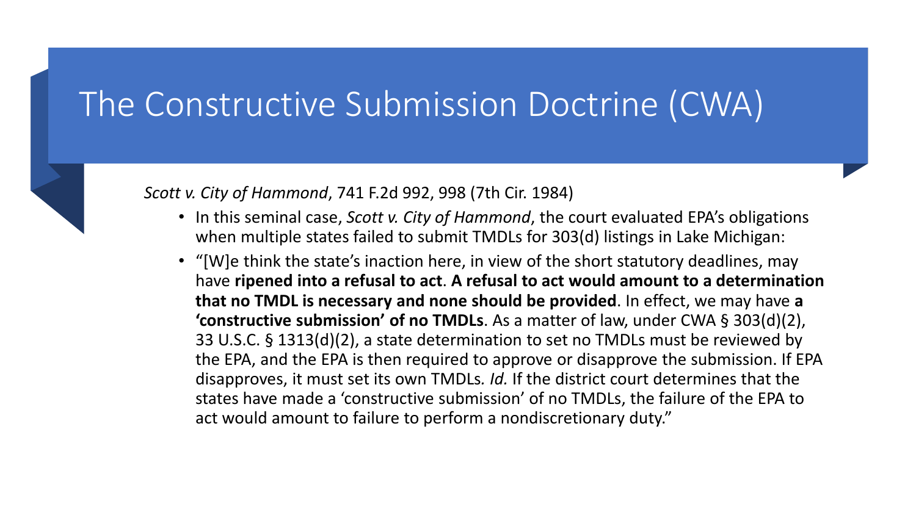# The Constructive Submission Doctrine (CWA)

*Scott v. City of Hammond*, 741 F.2d 992, 998 (7th Cir. 1984)

- In this seminal case, *Scott v. City of Hammond*, the court evaluated EPA's obligations when multiple states failed to submit TMDLs for 303(d) listings in Lake Michigan:
- "[W]e think the state's inaction here, in view of the short statutory deadlines, may have **ripened into a refusal to act**. **A refusal to act would amount to a determination that no TMDL is necessary and none should be provided**. In effect, we may have **a 'constructive submission' of no TMDLs**. As a matter of law, under CWA § 303(d)(2), 33 U.S.C. § 1313(d)(2), a state determination to set no TMDLs must be reviewed by the EPA, and the EPA is then required to approve or disapprove the submission. If EPA disapproves, it must set its own TMDLs. *Id.* If the district court determines that the states have made a 'constructive submission' of no TMDLs, the failure of the EPA to act would amount to failure to perform a nondiscretionary duty."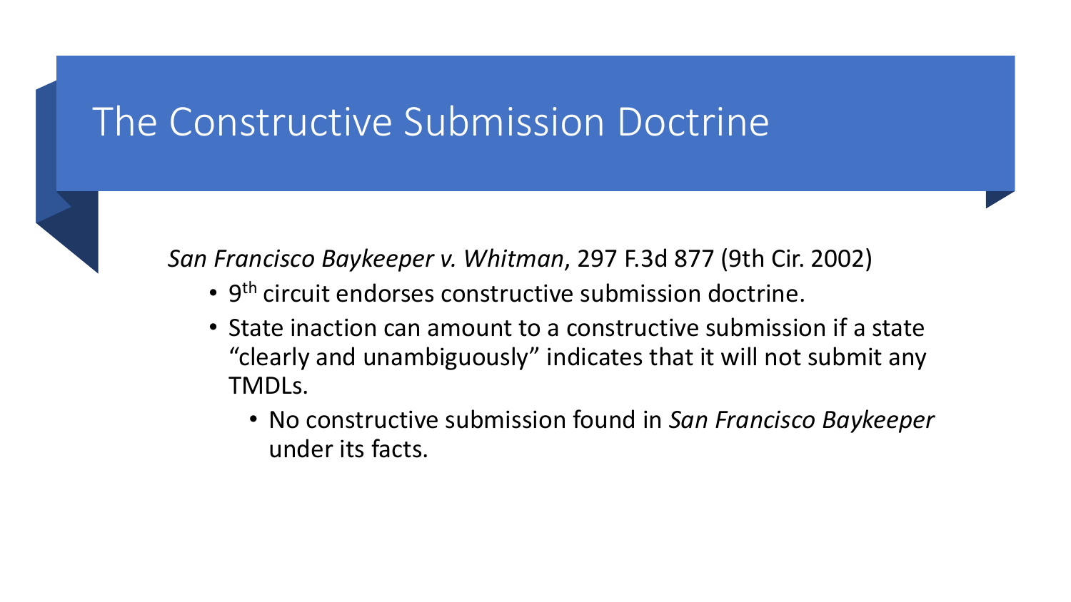# The Constructive Submission Doctrine

*San Francisco Baykeeper v. Whitman*, 297 F.3d 877 (9th Cir. 2002)

- 9th circuit endorses constructive submission doctrine.
- State inaction can amount to a constructive submission if a state "clearly and unambiguously" indicates that it will not submit any TMDLs.
  - No constructive submission found in *San Francisco Baykeeper* under its facts.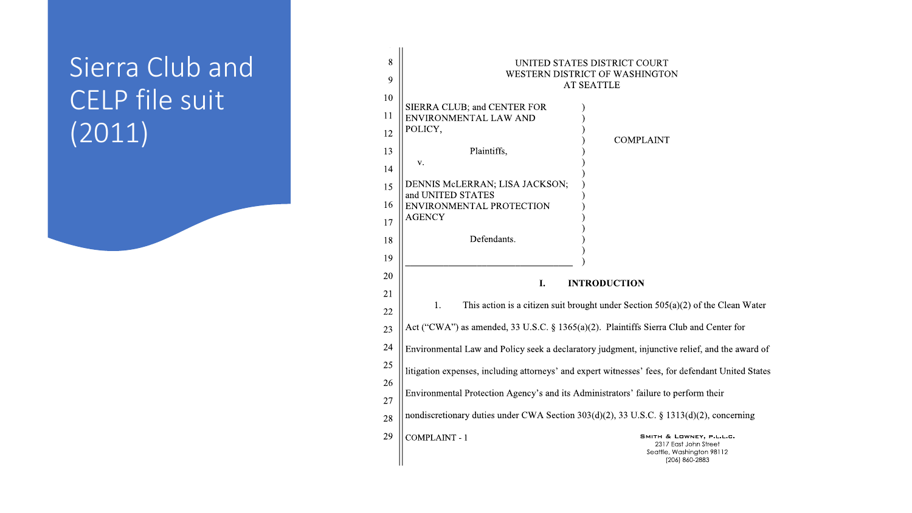# Sierra Club and CELP file suit (2011)

UNITED STATES DISTRICT COURT
WESTERN DISTRICT OF WASHINGTON
AT SEATTLE

SIERRA CLUB; and CENTER FOR ENVIRONMENTAL LAW AND POLICY,

Plaintiffs,

v.

DENNIS McLERRAN; LISA JACKSON; and UNITED STATES ENVIRONMENTAL PROTECTION AGENCY

Defendants.

COMPLAINT

## I. INTRODUCTION

1. This action is a citizen suit brought under Section 505(a)(2) of the Clean Water Act ("CWA") as amended, 33 U.S.C. § 1365(a)(2). Plaintiffs Sierra Club and Center for Environmental Law and Policy seek a declaratory judgment, injunctive relief, and the award of litigation expenses, including attorneys' and expert witnesses' fees, for defendant United States Environmental Protection Agency's and its Administrators' failure to perform their nondiscretionary duties under CWA Section 303(d)(2), 33 U.S.C. § 1313(d)(2), concerning

COMPLAINT - 1

SMITH & LOWNEY, P.L.L.C.
2317 East John Street
Seattle, Washington 98112
(206) 860-2883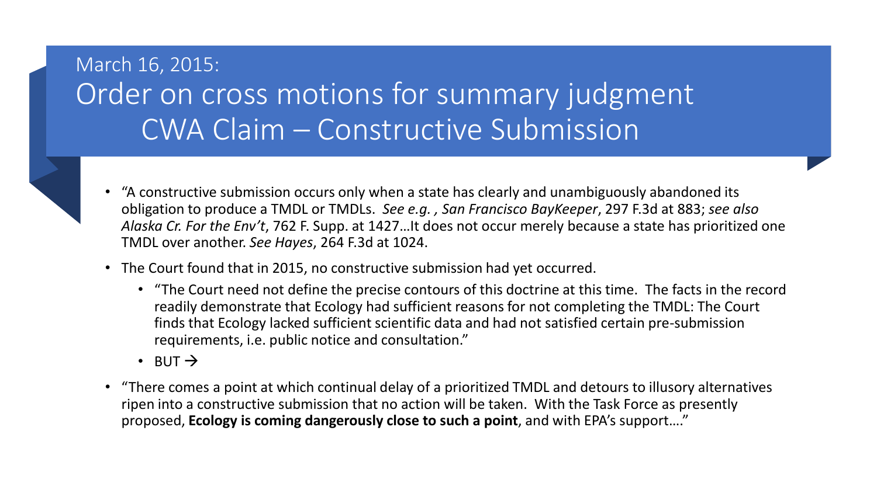# March 16, 2015:

## Order on cross motions for summary judgment CWA Claim – Constructive Submission

- "A constructive submission occurs only when a state has clearly and unambiguously abandoned its obligation to produce a TMDL or TMDLs. *See e.g. , San Francisco BayKeeper*, 297 F.3d at 883; *see also Alaska Cr. For the Env't*, 762 F. Supp. at 1427…It does not occur merely because a state has prioritized one TMDL over another. *See Hayes*, 264 F.3d at 1024.
- The Court found that in 2015, no constructive submission had yet occurred.
  - "The Court need not define the precise contours of this doctrine at this time. The facts in the record readily demonstrate that Ecology had sufficient reasons for not completing the TMDL: The Court finds that Ecology lacked sufficient scientific data and had not satisfied certain pre-submission requirements, i.e. public notice and consultation."
  - BUT →
- "There comes a point at which continual delay of a prioritized TMDL and detours to illusory alternatives ripen into a constructive submission that no action will be taken. With the Task Force as presently proposed, **Ecology is coming dangerously close to such a point**, and with EPA's support…."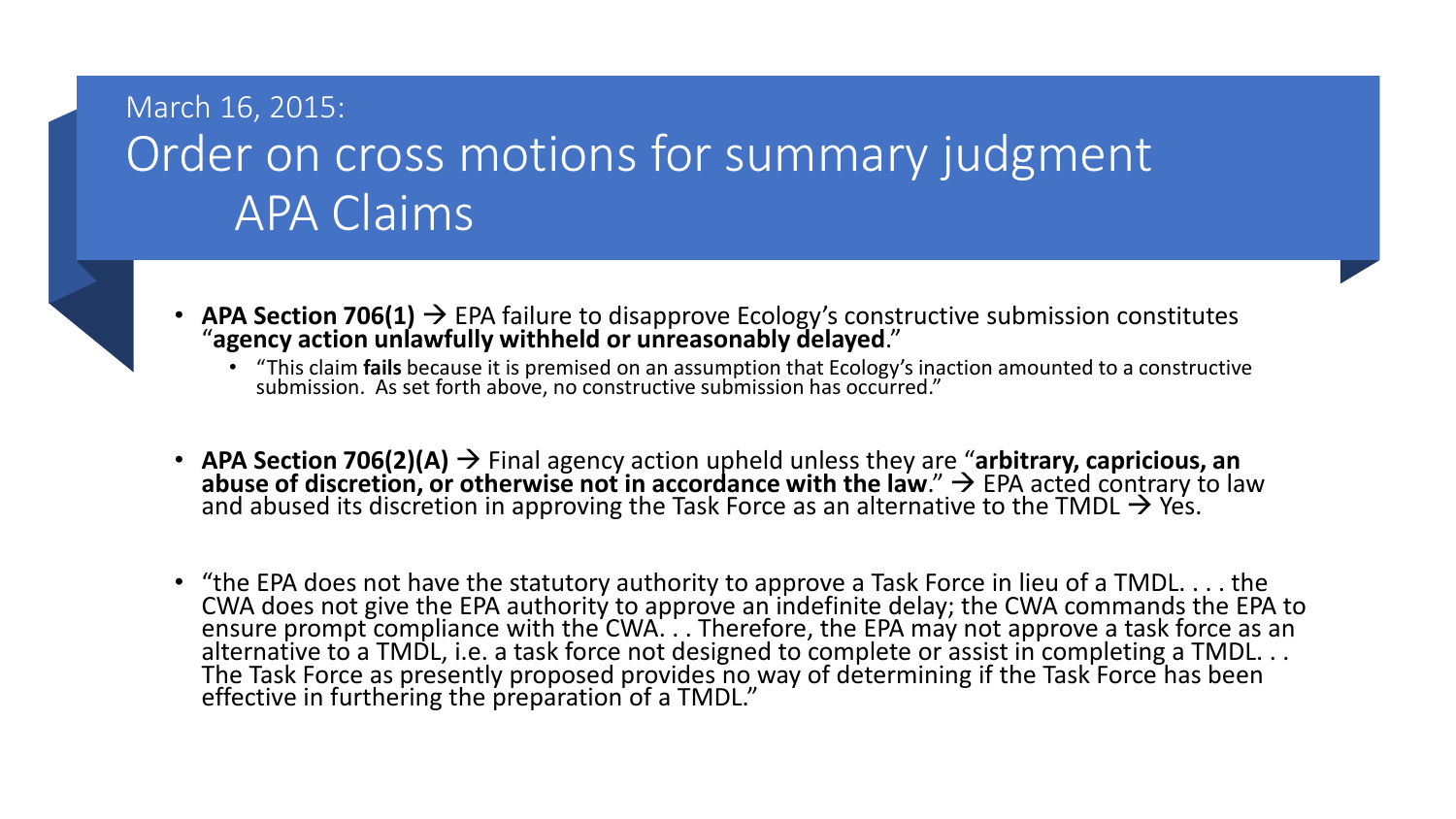March 16, 2015:

# Order on cross motions for summary judgment APA Claims

- **APA Section 706(1)** → EPA failure to disapprove Ecology's constructive submission constitutes "**agency action unlawfully withheld or unreasonably delayed**."
  - "This claim **fails** because it is premised on an assumption that Ecology's inaction amounted to a constructive submission. As set forth above, no constructive submission has occurred."

- **APA Section 706(2)(A)** → Final agency action upheld unless they are "**arbitrary, capricious, an abuse of discretion, or otherwise not in accordance with the law**." → EPA acted contrary to law and abused its discretion in approving the Task Force as an alternative to the TMDL → Yes.

- "the EPA does not have the statutory authority to approve a Task Force in lieu of a TMDL. . . . the CWA does not give the EPA authority to approve an indefinite delay; the CWA commands the EPA to ensure prompt compliance with the CWA. . . Therefore, the EPA may not approve a task force as an alternative to a TMDL, i.e. a task force not designed to complete or assist in completing a TMDL. . . The Task Force as presently proposed provides no way of determining if the Task Force has been effective in furthering the preparation of a TMDL."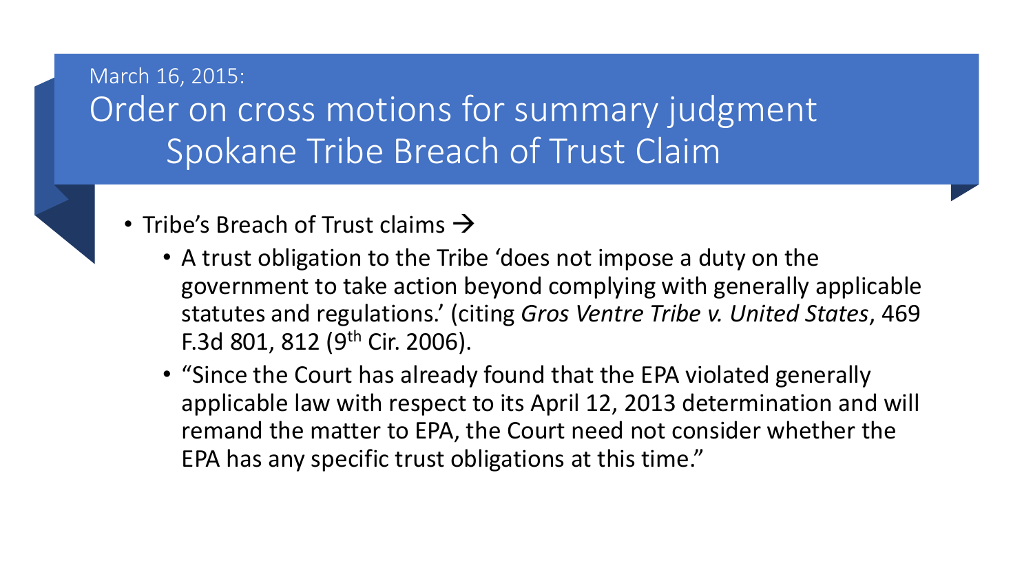March 16, 2015:

# Order on cross motions for summary judgment Spokane Tribe Breach of Trust Claim

- Tribe's Breach of Trust claims →
  - A trust obligation to the Tribe 'does not impose a duty on the government to take action beyond complying with generally applicable statutes and regulations.' (citing *Gros Ventre Tribe v. United States*, 469 F.3d 801, 812 (9th Cir. 2006).
  - "Since the Court has already found that the EPA violated generally applicable law with respect to its April 12, 2013 determination and will remand the matter to EPA, the Court need not consider whether the EPA has any specific trust obligations at this time."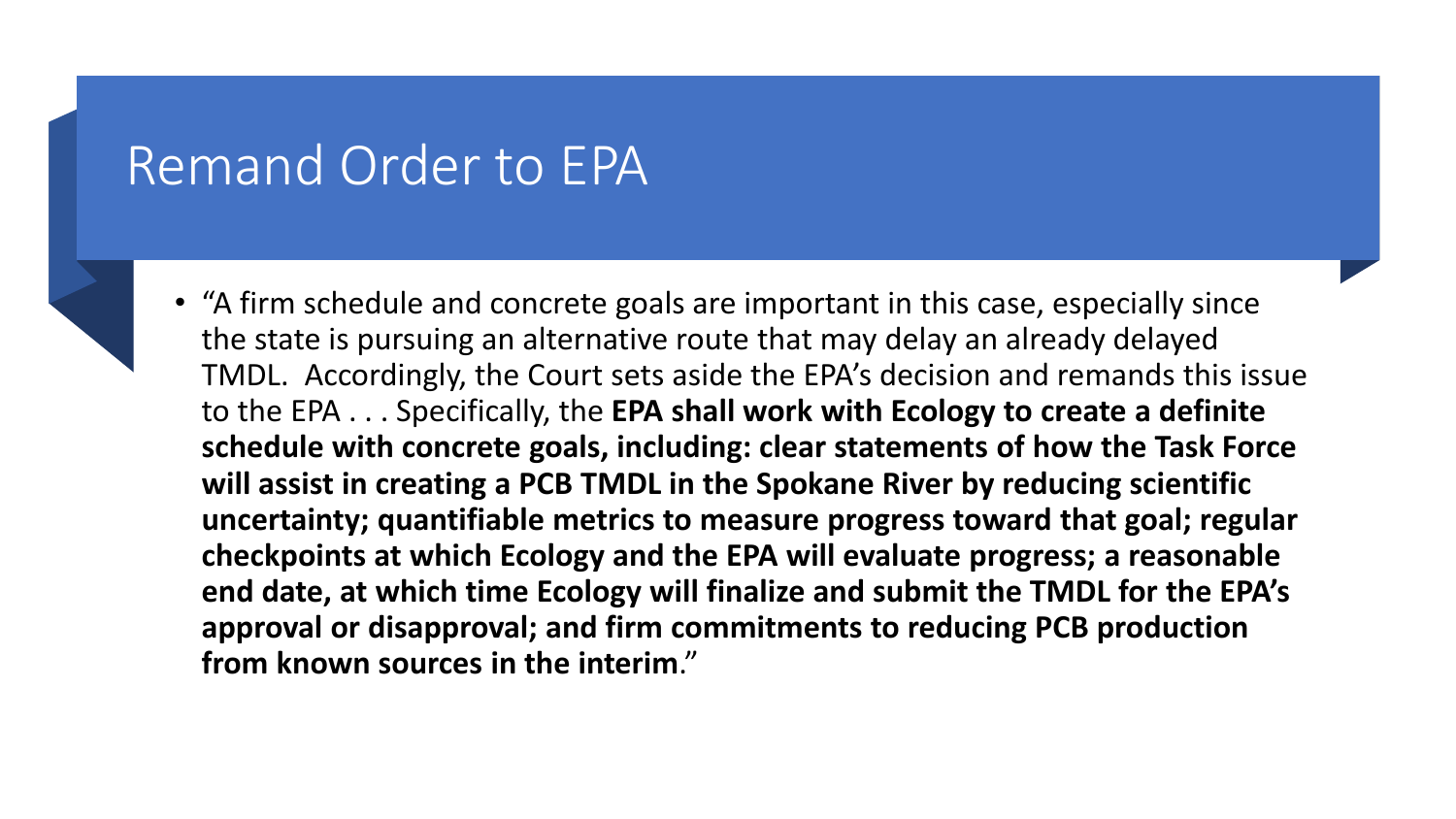# Remand Order to EPA

- "A firm schedule and concrete goals are important in this case, especially since the state is pursuing an alternative route that may delay an already delayed TMDL. Accordingly, the Court sets aside the EPA's decision and remands this issue to the EPA . . . Specifically, the **EPA shall work with Ecology to create a definite schedule with concrete goals, including: clear statements of how the Task Force will assist in creating a PCB TMDL in the Spokane River by reducing scientific uncertainty; quantifiable metrics to measure progress toward that goal; regular checkpoints at which Ecology and the EPA will evaluate progress; a reasonable end date, at which time Ecology will finalize and submit the TMDL for the EPA's approval or disapproval; and firm commitments to reducing PCB production from known sources in the interim**."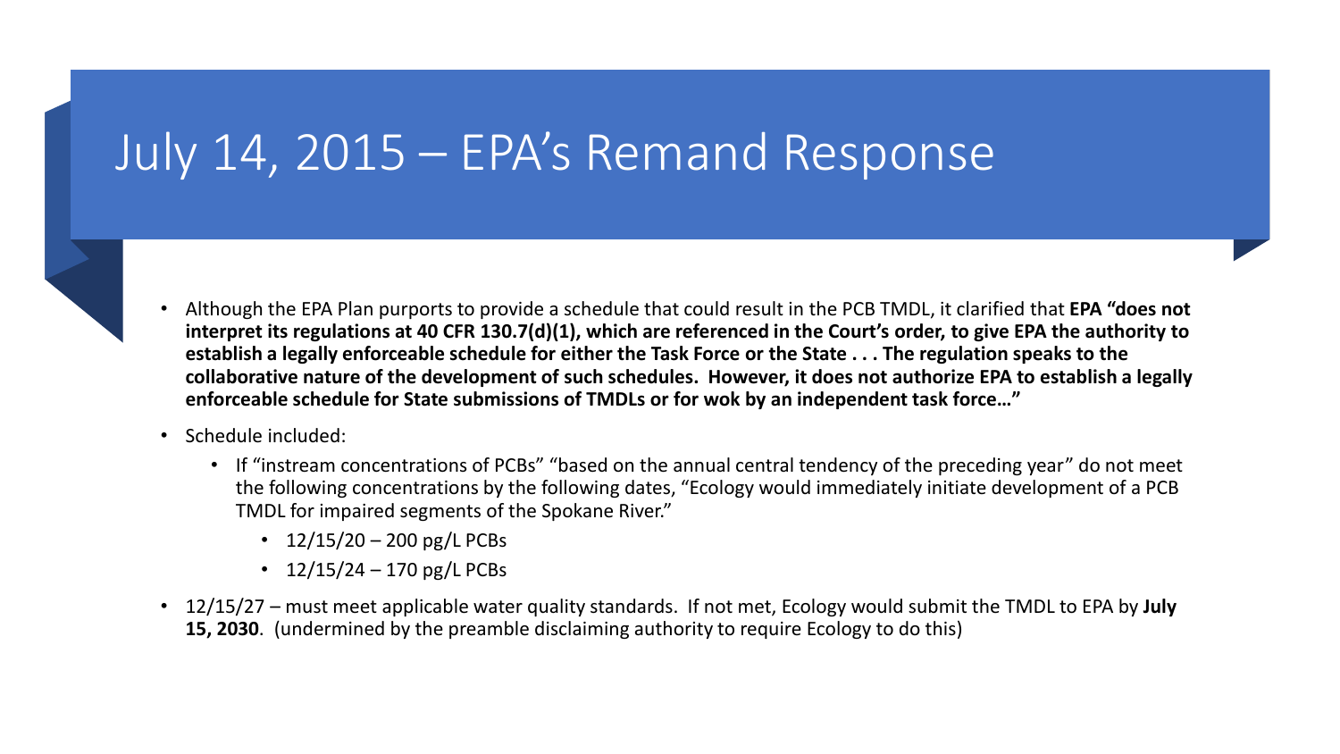# July 14, 2015 – EPA's Remand Response

- Although the EPA Plan purports to provide a schedule that could result in the PCB TMDL, it clarified that **EPA "does not interpret its regulations at 40 CFR 130.7(d)(1), which are referenced in the Court's order, to give EPA the authority to establish a legally enforceable schedule for either the Task Force or the State . . . The regulation speaks to the collaborative nature of the development of such schedules. However, it does not authorize EPA to establish a legally enforceable schedule for State submissions of TMDLs or for wok by an independent task force…"**
- Schedule included:
  - If "instream concentrations of PCBs" "based on the annual central tendency of the preceding year" do not meet the following concentrations by the following dates, "Ecology would immediately initiate development of a PCB TMDL for impaired segments of the Spokane River."
    - 12/15/20 – 200 pg/L PCBs
    - 12/15/24 – 170 pg/L PCBs
- 12/15/27 – must meet applicable water quality standards. If not met, Ecology would submit the TMDL to EPA by **July 15, 2030**. (undermined by the preamble disclaiming authority to require Ecology to do this)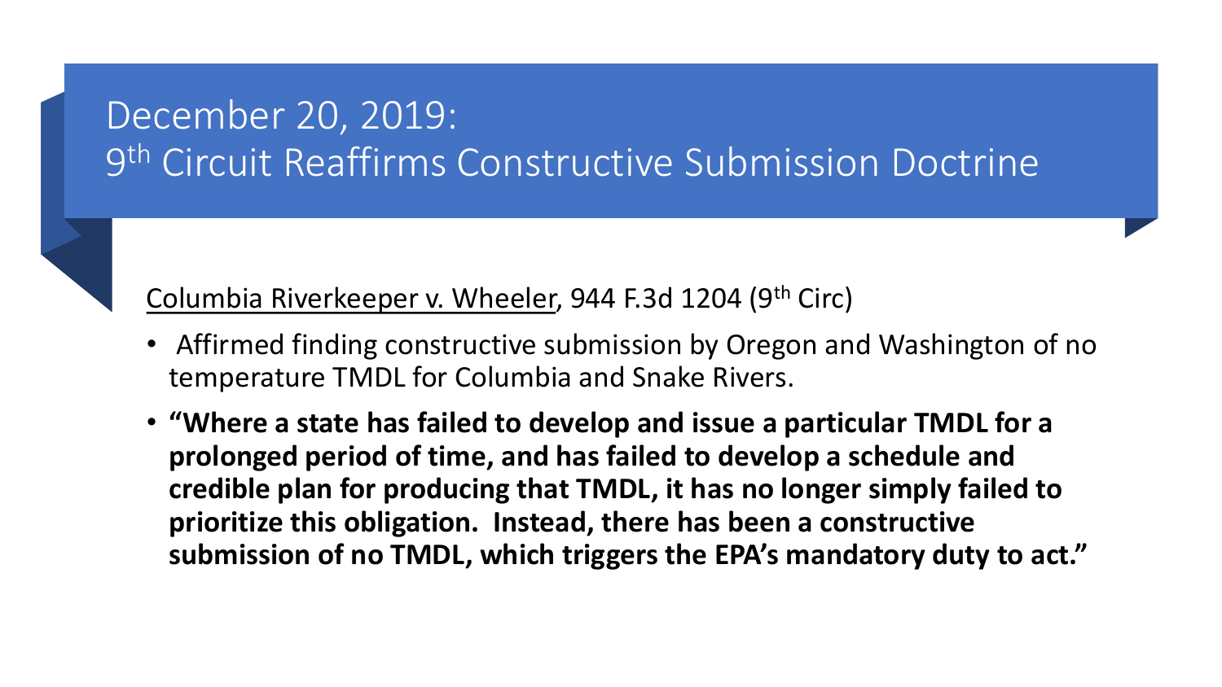# December 20, 2019:
# 9th Circuit Reaffirms Constructive Submission Doctrine

<u>Columbia Riverkeeper v. Wheeler</u>, 944 F.3d 1204 (9th Circ)

- Affirmed finding constructive submission by Oregon and Washington of no temperature TMDL for Columbia and Snake Rivers.
- **"Where a state has failed to develop and issue a particular TMDL for a prolonged period of time, and has failed to develop a schedule and credible plan for producing that TMDL, it has no longer simply failed to prioritize this obligation. Instead, there has been a constructive submission of no TMDL, which triggers the EPA's mandatory duty to act."**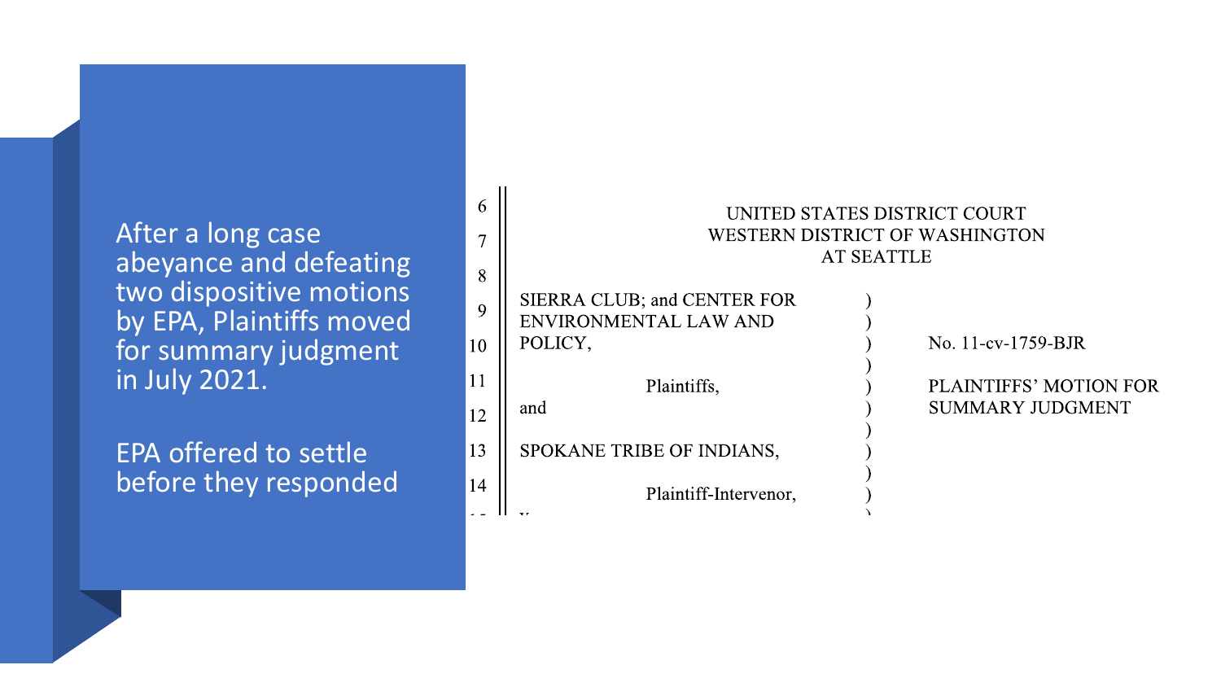After a long case abeyance and defeating two dispositive motions by EPA, Plaintiffs moved for summary judgment in July 2021.

EPA offered to settle before they responded

6
7
8
9
10
11
12
13
14

UNITED STATES DISTRICT COURT
WESTERN DISTRICT OF WASHINGTON
AT SEATTLE

| | | |
|---|---|---|
| SIERRA CLUB; and CENTER FOR ENVIRONMENTAL LAW AND POLICY, | ) | No. 11-cv-1759-BJR |
| Plaintiffs, | ) | PLAINTIFFS' MOTION FOR SUMMARY JUDGMENT |
| and | ) | |
| SPOKANE TRIBE OF INDIANS, | ) | |
| Plaintiff-Intervenor, | ) | |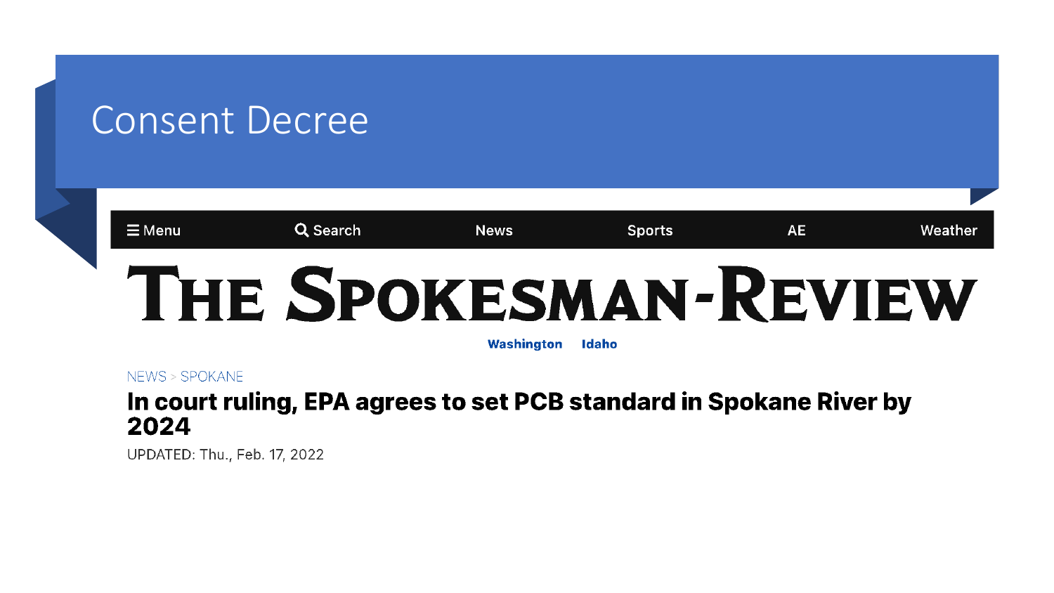# Consent Decree

Menu | Search | News | Sports | AE | Weather

**THE SPOKESMAN-REVIEW**

Washington | Idaho

NEWS > SPOKANE

## In court ruling, EPA agrees to set PCB standard in Spokane River by 2024

UPDATED: Thu., Feb. 17, 2022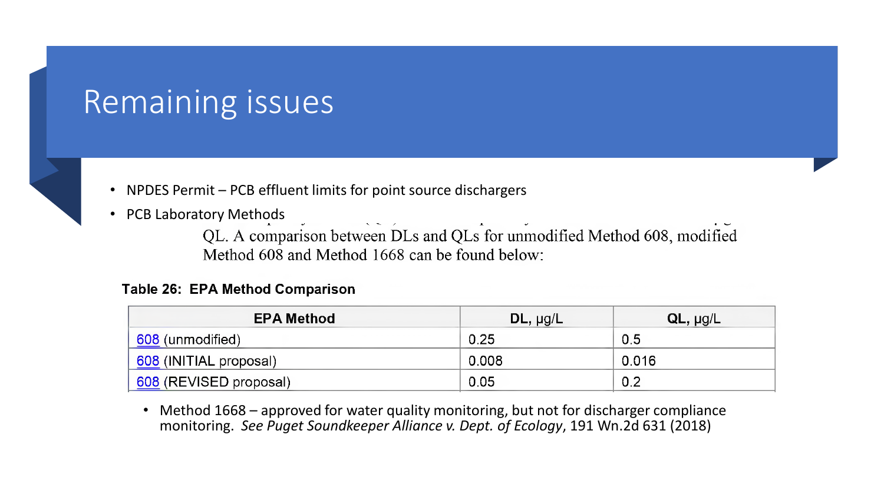# Remaining issues

- NPDES Permit – PCB effluent limits for point source dischargers
- PCB Laboratory Methods

QL. A comparison between DLs and QLs for unmodified Method 608, modified Method 608 and Method 1668 can be found below:

**Table 26: EPA Method Comparison**

| EPA Method | DL, µg/L | QL, µg/L |
|---|---|---|
| 608 (unmodified) | 0.25 | 0.5 |
| 608 (INITIAL proposal) | 0.008 | 0.016 |
| 608 (REVISED proposal) | 0.05 | 0.2 |

- Method 1668 – approved for water quality monitoring, but not for discharger compliance monitoring. *See Puget Soundkeeper Alliance v. Dept. of Ecology*, 191 Wn.2d 631 (2018)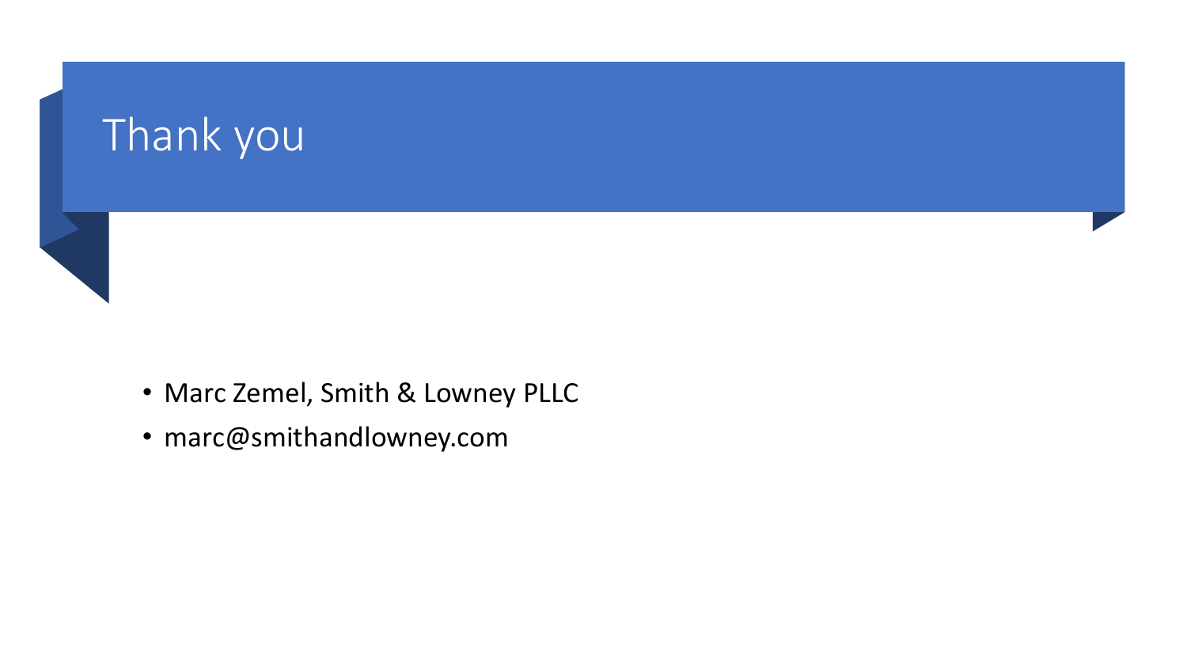# Thank you

- Marc Zemel, Smith & Lowney PLLC
- marc@smithandlowney.com